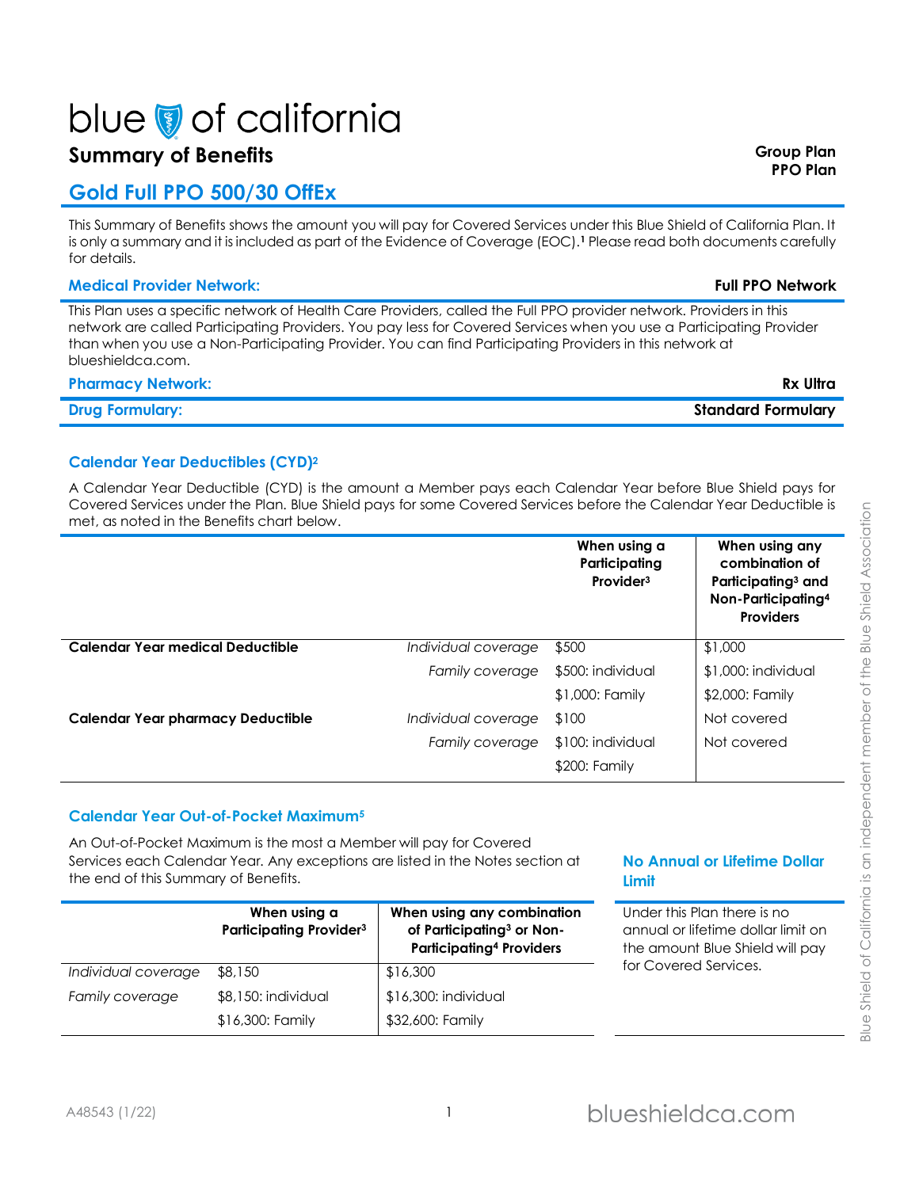# blue of california

## Summary of Benefits

**Group Plan**
**PPO Plan**

## Gold Full PPO 500/30 OffEx

This Summary of Benefits shows the amount you will pay for Covered Services under this Blue Shield of California Plan. It is only a summary and it is included as part of the Evidence of Coverage (EOC).[1] Please read both documents carefully for details.

**Medical Provider Network:** **Full PPO Network**

This Plan uses a specific network of Health Care Providers, called the Full PPO provider network. Providers in this network are called Participating Providers. You pay less for Covered Services when you use a Participating Provider than when you use a Non-Participating Provider. You can find Participating Providers in this network at blueshieldca.com.

**Pharmacy Network:** **Rx Ultra**

**Drug Formulary:** **Standard Formulary**

### Calendar Year Deductibles (CYD)[2]

A Calendar Year Deductible (CYD) is the amount a Member pays each Calendar Year before Blue Shield pays for Covered Services under the Plan. Blue Shield pays for some Covered Services before the Calendar Year Deductible is met, as noted in the Benefits chart below.

| | | When using a Participating Provider[3] | When using any combination of Participating[3] and Non-Participating[4] Providers |
|---|---|---|---|
| **Calendar Year medical Deductible** | *Individual coverage* | $500 | $1,000 |
| | *Family coverage* | $500: individual | $1,000: individual |
| | | $1,000: Family | $2,000: Family |
| **Calendar Year pharmacy Deductible** | *Individual coverage* | $100 | Not covered |
| | *Family coverage* | $100: individual | Not covered |
| | | $200: Family | |

### Calendar Year Out-of-Pocket Maximum[5]

An Out-of-Pocket Maximum is the most a Member will pay for Covered Services each Calendar Year. Any exceptions are listed in the Notes section at the end of this Summary of Benefits.

| | When using a Participating Provider[3] | When using any combination of Participating[3] or Non-Participating[4] Providers |
|---|---|---|
| *Individual coverage* | $8,150 | $16,300 |
| *Family coverage* | $8,150: individual | $16,300: individual |
| | $16,300: Family | $32,600: Family |

### No Annual or Lifetime Dollar Limit

Under this Plan there is no annual or lifetime dollar limit on the amount Blue Shield will pay for Covered Services.

Blue Shield of California is an independent member of the Blue Shield Association

A48543 (1/22)

blueshieldca.com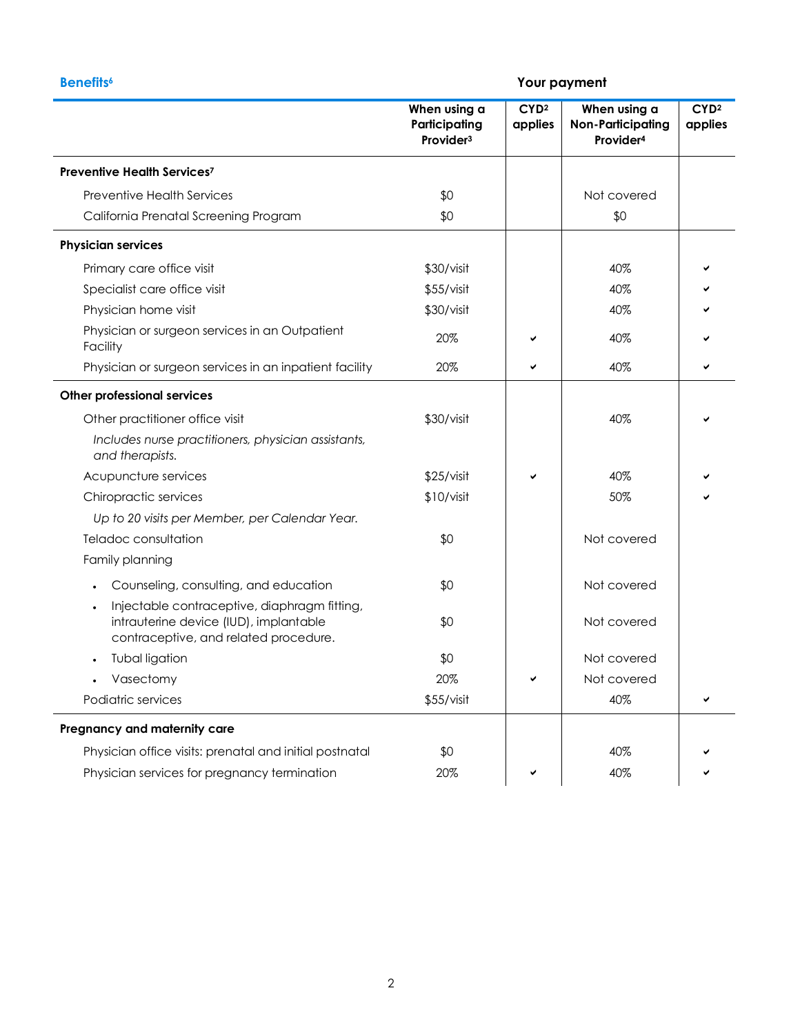| Benefits[6] | Your payment | | | |
|---|---|---|---|---|
| | When using a Participating Provider[3] | CYD[2] applies | When using a Non-Participating Provider[4] | CYD[2] applies |
| **Preventive Health Services[7]** | | | | |
| Preventive Health Services | $0 | | Not covered | |
| California Prenatal Screening Program | $0 | | $0 | |
| **Physician services** | | | | |
| Primary care office visit | $30/visit | | 40% | ✔ |
| Specialist care office visit | $55/visit | | 40% | ✔ |
| Physician home visit | $30/visit | | 40% | ✔ |
| Physician or surgeon services in an Outpatient Facility | 20% | ✔ | 40% | ✔ |
| Physician or surgeon services in an inpatient facility | 20% | ✔ | 40% | ✔ |
| **Other professional services** | | | | |
| Other practitioner office visit | $30/visit | | 40% | ✔ |
| *Includes nurse practitioners, physician assistants, and therapists.* | | | | |
| Acupuncture services | $25/visit | ✔ | 40% | ✔ |
| Chiropractic services | $10/visit | | 50% | ✔ |
| *Up to 20 visits per Member, per Calendar Year.* | | | | |
| Teladoc consultation | $0 | | Not covered | |
| Family planning | | | | |
| • Counseling, consulting, and education | $0 | | Not covered | |
| • Injectable contraceptive, diaphragm fitting, intrauterine device (IUD), implantable contraceptive, and related procedure. | $0 | | Not covered | |
| • Tubal ligation | $0 | | Not covered | |
| • Vasectomy | 20% | ✔ | Not covered | |
| Podiatric services | $55/visit | | 40% | ✔ |
| **Pregnancy and maternity care** | | | | |
| Physician office visits: prenatal and initial postnatal | $0 | | 40% | ✔ |
| Physician services for pregnancy termination | 20% | ✔ | 40% | ✔ |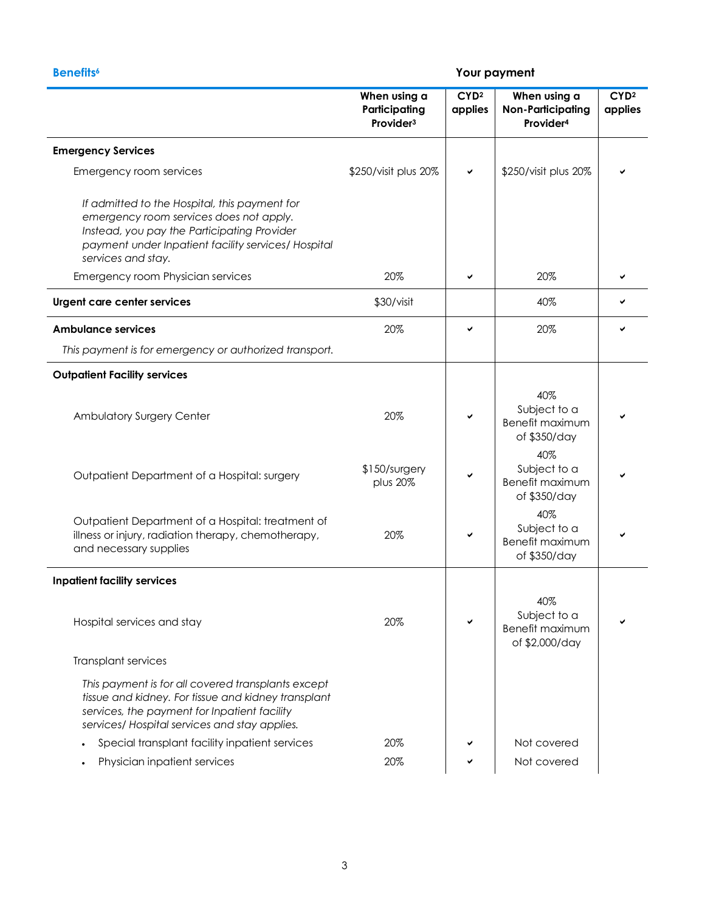| Benefits[6] | Your payment | | | |
|---|---|---|---|---|
| | When using a Participating Provider[3] | CYD[2] applies | When using a Non-Participating Provider[4] | CYD[2] applies |
| **Emergency Services** | | | | |
| Emergency room services | $250/visit plus 20% | ✔ | $250/visit plus 20% | ✔ |
| *If admitted to the Hospital, this payment for emergency room services does not apply. Instead, you pay the Participating Provider payment under Inpatient facility services/ Hospital services and stay.* | | | | |
| Emergency room Physician services | 20% | ✔ | 20% | ✔ |
| **Urgent care center services** | $30/visit | | 40% | ✔ |
| **Ambulance services** | 20% | ✔ | 20% | ✔ |
| *This payment is for emergency or authorized transport.* | | | | |
| **Outpatient Facility services** | | | | |
| Ambulatory Surgery Center | 20% | ✔ | 40% Subject to a Benefit maximum of $350/day | ✔ |
| Outpatient Department of a Hospital: surgery | $150/surgery plus 20% | ✔ | 40% Subject to a Benefit maximum of $350/day | ✔ |
| Outpatient Department of a Hospital: treatment of illness or injury, radiation therapy, chemotherapy, and necessary supplies | 20% | ✔ | 40% Subject to a Benefit maximum of $350/day | ✔ |
| **Inpatient facility services** | | | | |
| Hospital services and stay | 20% | ✔ | 40% Subject to a Benefit maximum of $2,000/day | ✔ |
| Transplant services | | | | |
| *This payment is for all covered transplants except tissue and kidney. For tissue and kidney transplant services, the payment for Inpatient facility services/ Hospital services and stay applies.* | | | | |
| • Special transplant facility inpatient services | 20% | ✔ | Not covered | |
| • Physician inpatient services | 20% | ✔ | Not covered | |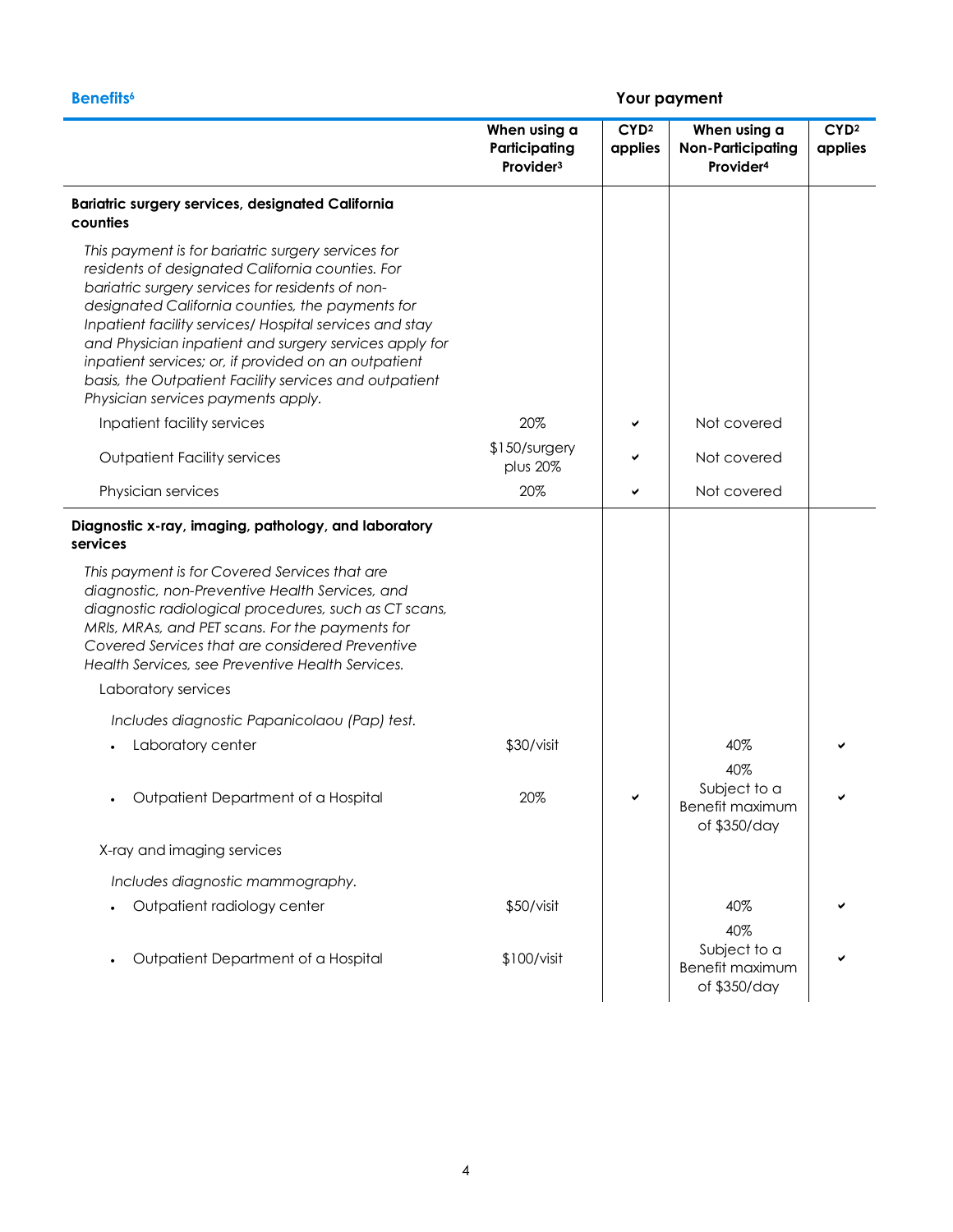| Benefits[6] | Your payment | | | |
|---|---|---|---|---|
| | When using a Participating Provider[3] | CYD[2] applies | When using a Non-Participating Provider[4] | CYD[2] applies |
| **Bariatric surgery services, designated California counties** | | | | |
| *This payment is for bariatric surgery services for residents of designated California counties. For bariatric surgery services for residents of non-designated California counties, the payments for Inpatient facility services/ Hospital services and stay and Physician inpatient and surgery services apply for inpatient services; or, if provided on an outpatient basis, the Outpatient Facility services and outpatient Physician services payments apply.* | | | | |
| Inpatient facility services | 20% | ✔ | Not covered | |
| Outpatient Facility services | $150/surgery plus 20% | ✔ | Not covered | |
| Physician services | 20% | ✔ | Not covered | |
| **Diagnostic x-ray, imaging, pathology, and laboratory services** | | | | |
| *This payment is for Covered Services that are diagnostic, non-Preventive Health Services, and diagnostic radiological procedures, such as CT scans, MRIs, MRAs, and PET scans. For the payments for Covered Services that are considered Preventive Health Services, see Preventive Health Services.* | | | | |
| Laboratory services | | | | |
| *Includes diagnostic Papanicolaou (Pap) test.* | | | | |
| • Laboratory center | $30/visit | | 40% | ✔ |
| • Outpatient Department of a Hospital | 20% | ✔ | 40% Subject to a Benefit maximum of $350/day | ✔ |
| X-ray and imaging services | | | | |
| *Includes diagnostic mammography.* | | | | |
| • Outpatient radiology center | $50/visit | | 40% | ✔ |
| • Outpatient Department of a Hospital | $100/visit | | 40% Subject to a Benefit maximum of $350/day | ✔ |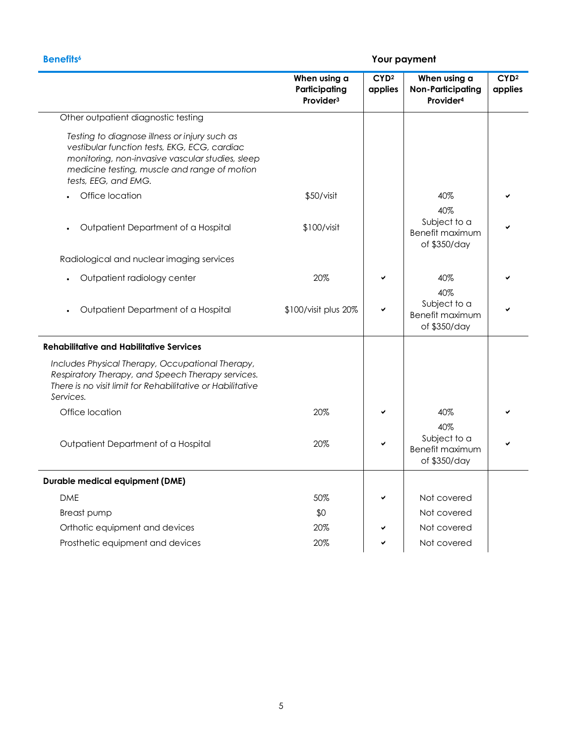| Benefits[6] | Your payment | | | |
|---|---|---|---|---|
| | When using a Participating Provider[3] | CYD[2] applies | When using a Non-Participating Provider[4] | CYD[2] applies |
| Other outpatient diagnostic testing | | | | |
| *Testing to diagnose illness or injury such as vestibular function tests, EKG, ECG, cardiac monitoring, non-invasive vascular studies, sleep medicine testing, muscle and range of motion tests, EEG, and EMG.* | | | | |
| • Office location | $50/visit | | 40% | ✔ |
| • Outpatient Department of a Hospital | $100/visit | | 40% Subject to a Benefit maximum of $350/day | ✔ |
| Radiological and nuclear imaging services | | | | |
| • Outpatient radiology center | 20% | ✔ | 40% | ✔ |
| • Outpatient Department of a Hospital | $100/visit plus 20% | ✔ | 40% Subject to a Benefit maximum of $350/day | ✔ |
| **Rehabilitative and Habilitative Services** | | | | |
| *Includes Physical Therapy, Occupational Therapy, Respiratory Therapy, and Speech Therapy services. There is no visit limit for Rehabilitative or Habilitative Services.* | | | | |
| Office location | 20% | ✔ | 40% | ✔ |
| Outpatient Department of a Hospital | 20% | ✔ | 40% Subject to a Benefit maximum of $350/day | ✔ |
| **Durable medical equipment (DME)** | | | | |
| DME | 50% | ✔ | Not covered | |
| Breast pump | $0 | | Not covered | |
| Orthotic equipment and devices | 20% | ✔ | Not covered | |
| Prosthetic equipment and devices | 20% | ✔ | Not covered | |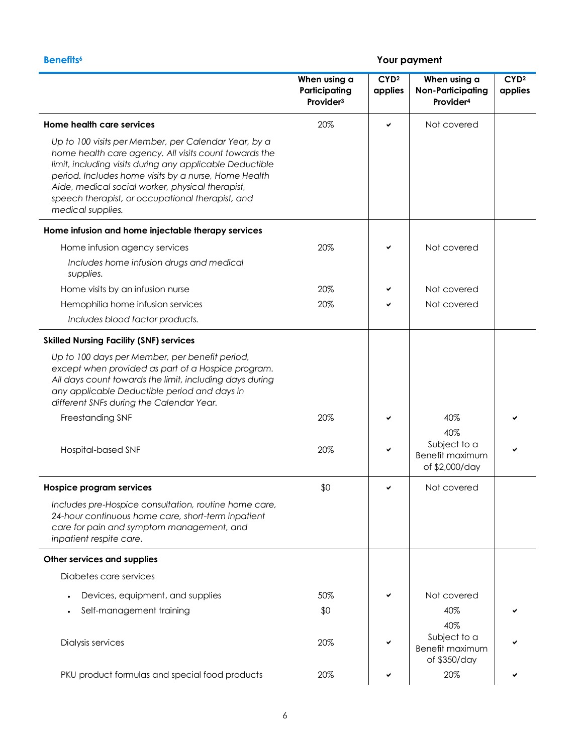| Benefits[6] | Your payment | | | |
|---|---|---|---|---|
| | When using a Participating Provider[3] | CYD[2] applies | When using a Non-Participating Provider[4] | CYD[2] applies |
| **Home health care services** | 20% | ✔ | Not covered | |
| *Up to 100 visits per Member, per Calendar Year, by a home health care agency. All visits count towards the limit, including visits during any applicable Deductible period. Includes home visits by a nurse, Home Health Aide, medical social worker, physical therapist, speech therapist, or occupational therapist, and medical supplies.* | | | | |
| **Home infusion and home injectable therapy services** | | | | |
| Home infusion agency services | 20% | ✔ | Not covered | |
| *Includes home infusion drugs and medical supplies.* | | | | |
| Home visits by an infusion nurse | 20% | ✔ | Not covered | |
| Hemophilia home infusion services | 20% | ✔ | Not covered | |
| *Includes blood factor products.* | | | | |
| **Skilled Nursing Facility (SNF) services** | | | | |
| *Up to 100 days per Member, per benefit period, except when provided as part of a Hospice program. All days count towards the limit, including days during any applicable Deductible period and days in different SNFs during the Calendar Year.* | | | | |
| Freestanding SNF | 20% | ✔ | 40% | ✔ |
| Hospital-based SNF | 20% | ✔ | 40% Subject to a Benefit maximum of $2,000/day | ✔ |
| **Hospice program services** | $0 | ✔ | Not covered | |
| *Includes pre-Hospice consultation, routine home care, 24-hour continuous home care, short-term inpatient care for pain and symptom management, and inpatient respite care.* | | | | |
| **Other services and supplies** | | | | |
| Diabetes care services | | | | |
| • Devices, equipment, and supplies | 50% | ✔ | Not covered | |
| • Self-management training | $0 | | 40% | ✔ |
| Dialysis services | 20% | ✔ | 40% Subject to a Benefit maximum of $350/day | ✔ |
| PKU product formulas and special food products | 20% | ✔ | 20% | ✔ |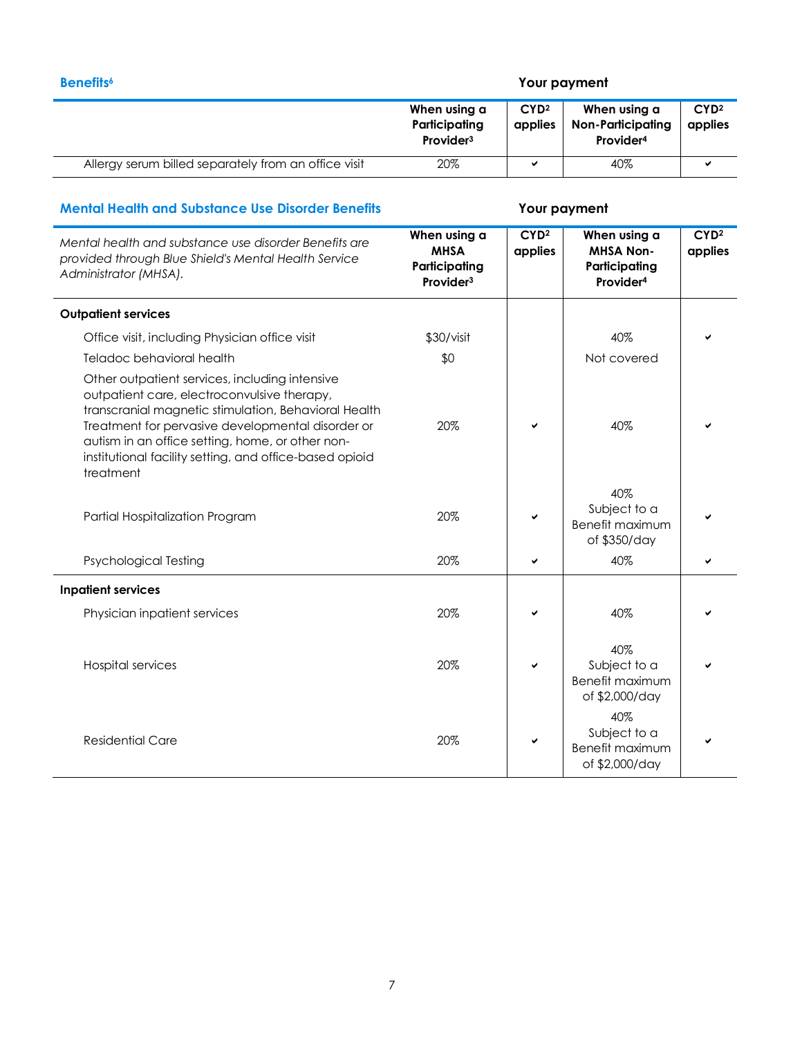| Benefits[6] | Your payment | | | |
|---|---|---|---|---|
| | When using a Participating Provider[3] | CYD[2] applies | When using a Non-Participating Provider[4] | CYD[2] applies |
| Allergy serum billed separately from an office visit | 20% | ✔ | 40% | ✔ |

| Mental Health and Substance Use Disorder Benefits | Your payment | | | |
|---|---|---|---|---|
| *Mental health and substance use disorder Benefits are provided through Blue Shield's Mental Health Service Administrator (MHSA).* | When using a MHSA Participating Provider[3] | CYD[2] applies | When using a MHSA Non-Participating Provider[4] | CYD[2] applies |
| **Outpatient services** | | | | |
| Office visit, including Physician office visit | $30/visit | | 40% | ✔ |
| Teladoc behavioral health | $0 | | Not covered | |
| Other outpatient services, including intensive outpatient care, electroconvulsive therapy, transcranial magnetic stimulation, Behavioral Health Treatment for pervasive developmental disorder or autism in an office setting, home, or other non-institutional facility setting, and office-based opioid treatment | 20% | ✔ | 40% | ✔ |
| Partial Hospitalization Program | 20% | ✔ | 40% Subject to a Benefit maximum of $350/day | ✔ |
| Psychological Testing | 20% | ✔ | 40% | ✔ |
| **Inpatient services** | | | | |
| Physician inpatient services | 20% | ✔ | 40% | ✔ |
| Hospital services | 20% | ✔ | 40% Subject to a Benefit maximum of $2,000/day | ✔ |
| Residential Care | 20% | ✔ | 40% Subject to a Benefit maximum of $2,000/day | ✔ |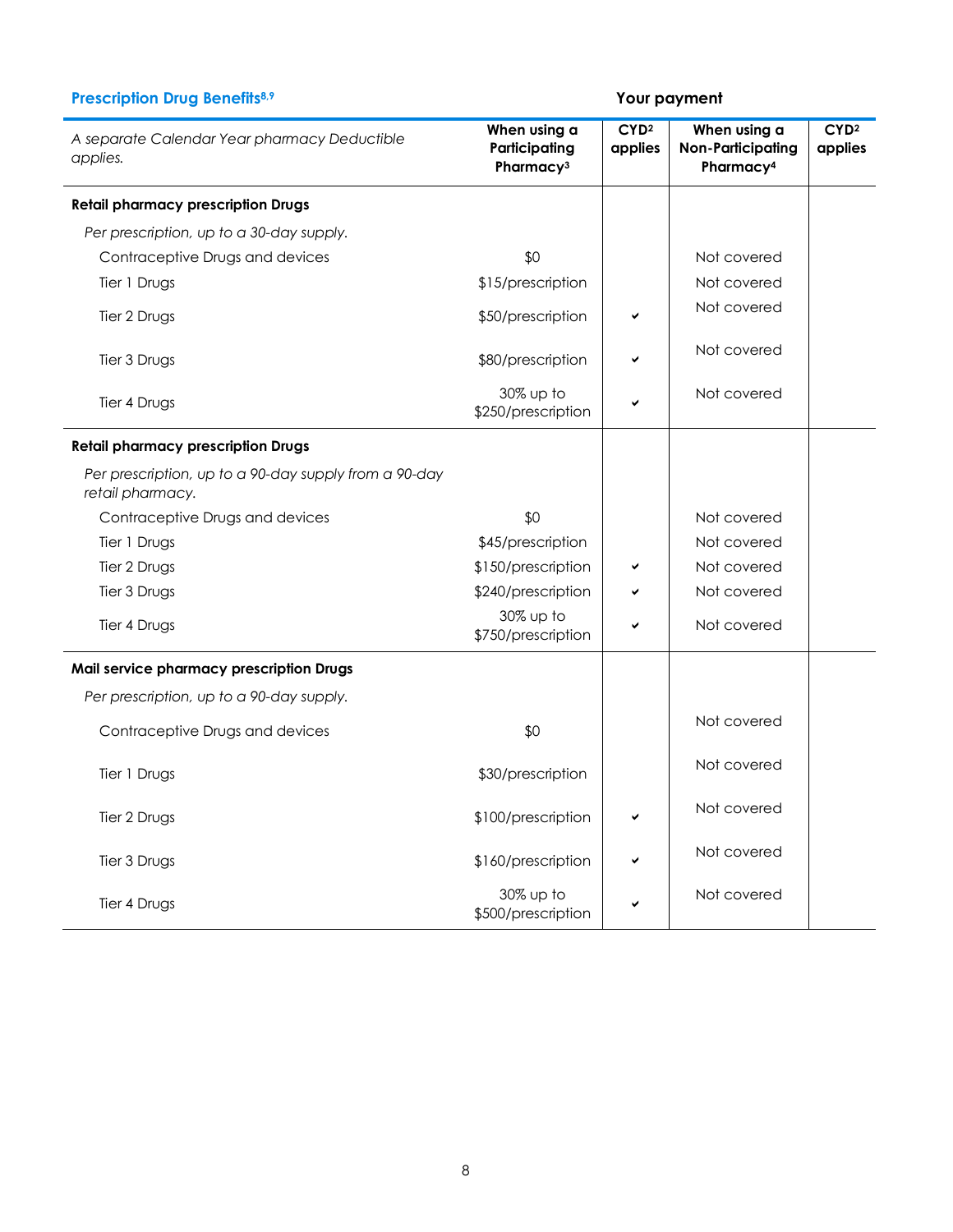## Prescription Drug Benefits[8,9]

| *A separate Calendar Year pharmacy Deductible applies.* | Your payment: When using a Participating Pharmacy[3] | CYD[2] applies | When using a Non-Participating Pharmacy[4] | CYD[2] applies |
|---|---|---|---|---|
| **Retail pharmacy prescription Drugs** | | | | |
| *Per prescription, up to a 30-day supply.* | | | | |
| Contraceptive Drugs and devices | $0 | | Not covered | |
| Tier 1 Drugs | $15/prescription | | Not covered | |
| Tier 2 Drugs | $50/prescription | ✔ | Not covered | |
| Tier 3 Drugs | $80/prescription | ✔ | Not covered | |
| Tier 4 Drugs | 30% up to $250/prescription | ✔ | Not covered | |
| **Retail pharmacy prescription Drugs** | | | | |
| *Per prescription, up to a 90-day supply from a 90-day retail pharmacy.* | | | | |
| Contraceptive Drugs and devices | $0 | | Not covered | |
| Tier 1 Drugs | $45/prescription | | Not covered | |
| Tier 2 Drugs | $150/prescription | ✔ | Not covered | |
| Tier 3 Drugs | $240/prescription | ✔ | Not covered | |
| Tier 4 Drugs | 30% up to $750/prescription | ✔ | Not covered | |
| **Mail service pharmacy prescription Drugs** | | | | |
| *Per prescription, up to a 90-day supply.* | | | | |
| Contraceptive Drugs and devices | $0 | | Not covered | |
| Tier 1 Drugs | $30/prescription | | Not covered | |
| Tier 2 Drugs | $100/prescription | ✔ | Not covered | |
| Tier 3 Drugs | $160/prescription | ✔ | Not covered | |
| Tier 4 Drugs | 30% up to $500/prescription | ✔ | Not covered | |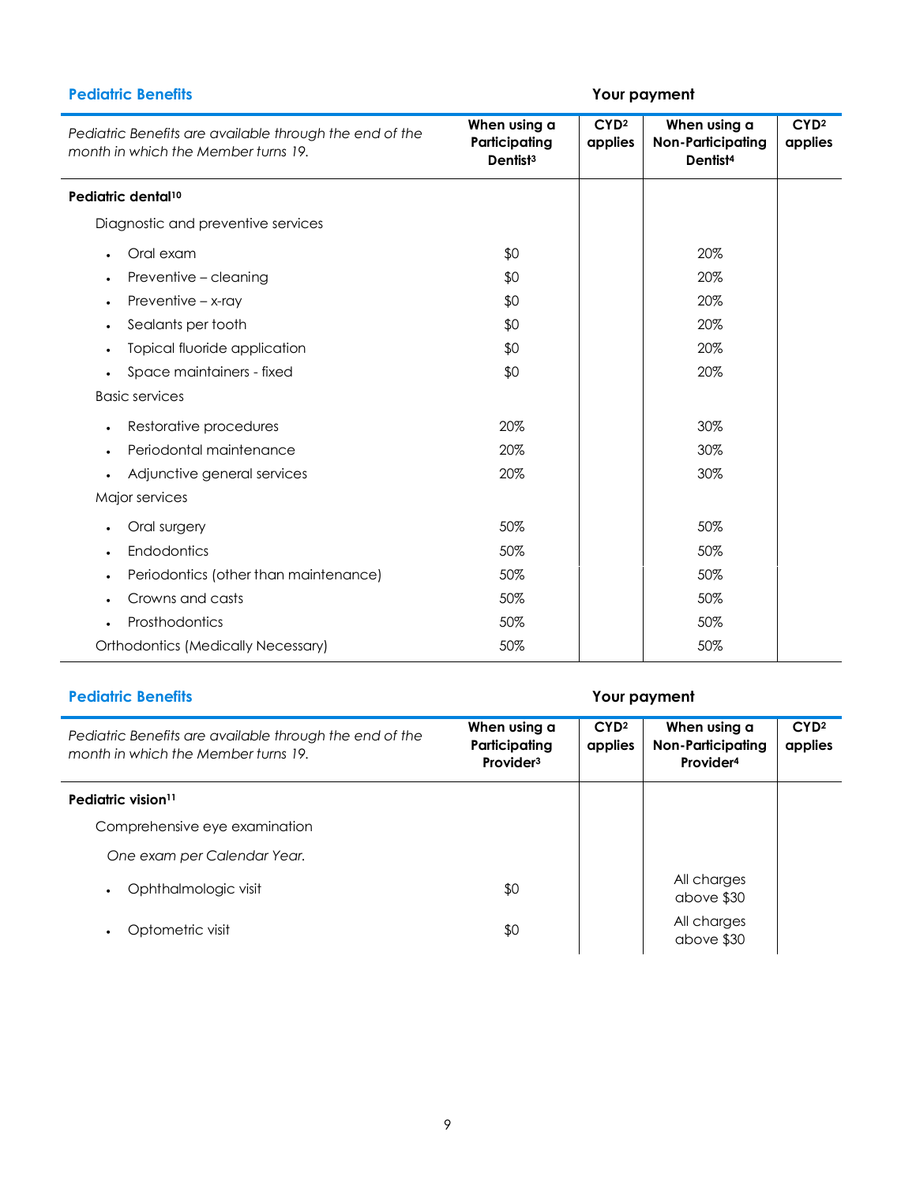## Pediatric Benefits

| *Pediatric Benefits are available through the end of the month in which the Member turns 19.* | Your payment | | | |
|---|---|---|---|---|
| | When using a Participating Dentist[3] | CYD[2] applies | When using a Non-Participating Dentist[4] | CYD[2] applies |
| **Pediatric dental**[10] | | | | |
| Diagnostic and preventive services | | | | |
| • Oral exam | $0 | | 20% | |
| • Preventive – cleaning | $0 | | 20% | |
| • Preventive – x-ray | $0 | | 20% | |
| • Sealants per tooth | $0 | | 20% | |
| • Topical fluoride application | $0 | | 20% | |
| • Space maintainers - fixed | $0 | | 20% | |
| Basic services | | | | |
| • Restorative procedures | 20% | | 30% | |
| • Periodontal maintenance | 20% | | 30% | |
| • Adjunctive general services | 20% | | 30% | |
| Major services | | | | |
| • Oral surgery | 50% | | 50% | |
| • Endodontics | 50% | | 50% | |
| • Periodontics (other than maintenance) | 50% | | 50% | |
| • Crowns and casts | 50% | | 50% | |
| • Prosthodontics | 50% | | 50% | |
| Orthodontics (Medically Necessary) | 50% | | 50% | |

## Pediatric Benefits

| *Pediatric Benefits are available through the end of the month in which the Member turns 19.* | Your payment | | | |
|---|---|---|---|---|
| | When using a Participating Provider[3] | CYD[2] applies | When using a Non-Participating Provider[4] | CYD[2] applies |
| **Pediatric vision**[11] | | | | |
| Comprehensive eye examination | | | | |
| *One exam per Calendar Year.* | | | | |
| • Ophthalmologic visit | $0 | | All charges above $30 | |
| • Optometric visit | $0 | | All charges above $30 | |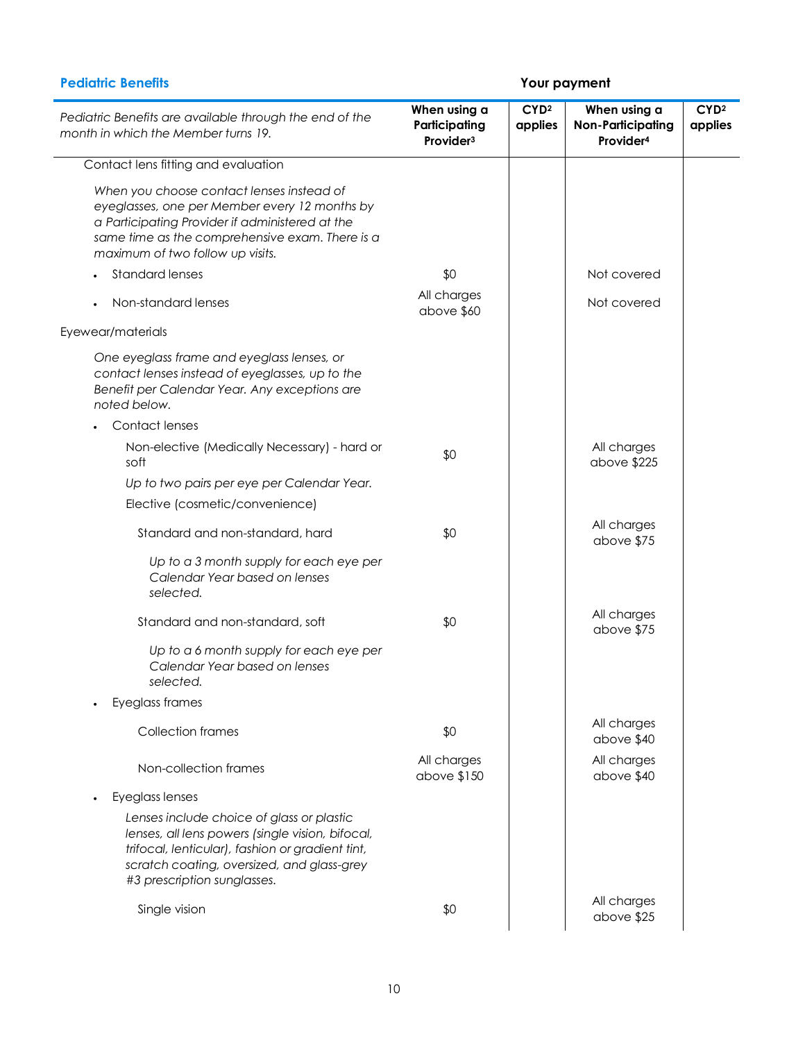| Pediatric Benefits | Your payment | | | |
|---|---|---|---|---|
| *Pediatric Benefits are available through the end of the month in which the Member turns 19.* | **When using a Participating Provider[3]** | **CYD[2] applies** | **When using a Non-Participating Provider[4]** | **CYD[2] applies** |
| Contact lens fitting and evaluation | | | | |
| *When you choose contact lenses instead of eyeglasses, one per Member every 12 months by a Participating Provider if administered at the same time as the comprehensive exam. There is a maximum of two follow up visits.* | | | | |
| • Standard lenses | $0 | | Not covered | |
| • Non-standard lenses | All charges above $60 | | Not covered | |
| Eyewear/materials | | | | |
| *One eyeglass frame and eyeglass lenses, or contact lenses instead of eyeglasses, up to the Benefit per Calendar Year. Any exceptions are noted below.* | | | | |
| • Contact lenses | | | | |
| Non-elective (Medically Necessary) - hard or soft | $0 | | All charges above $225 | |
| *Up to two pairs per eye per Calendar Year.* | | | | |
| Elective (cosmetic/convenience) | | | | |
| Standard and non-standard, hard | $0 | | All charges above $75 | |
| *Up to a 3 month supply for each eye per Calendar Year based on lenses selected.* | | | | |
| Standard and non-standard, soft | $0 | | All charges above $75 | |
| *Up to a 6 month supply for each eye per Calendar Year based on lenses selected.* | | | | |
| • Eyeglass frames | | | | |
| Collection frames | $0 | | All charges above $40 | |
| Non-collection frames | All charges above $150 | | All charges above $40 | |
| • Eyeglass lenses | | | | |
| *Lenses include choice of glass or plastic lenses, all lens powers (single vision, bifocal, trifocal, lenticular), fashion or gradient tint, scratch coating, oversized, and glass-grey #3 prescription sunglasses.* | | | | |
| Single vision | $0 | | All charges above $25 | |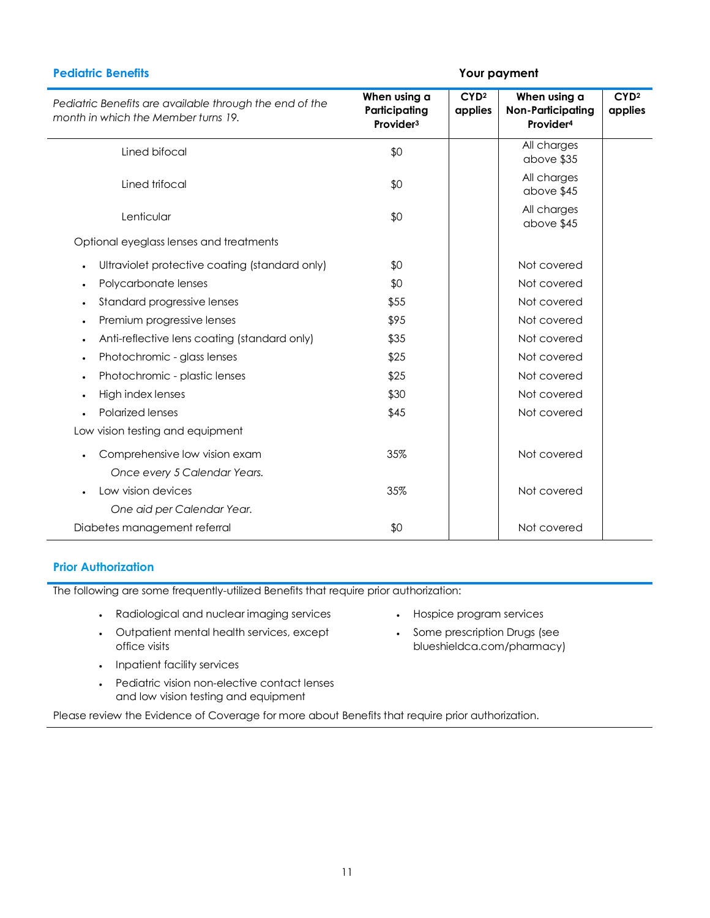## Pediatric Benefits

| *Pediatric Benefits are available through the end of the month in which the Member turns 19.* | Your payment: When using a Participating Provider[3] | CYD[2] applies | When using a Non-Participating Provider[4] | CYD[2] applies |
|---|---|---|---|---|
| Lined bifocal | $0 | | All charges above $35 | |
| Lined trifocal | $0 | | All charges above $45 | |
| Lenticular | $0 | | All charges above $45 | |
| Optional eyeglass lenses and treatments | | | | |
| • Ultraviolet protective coating (standard only) | $0 | | Not covered | |
| • Polycarbonate lenses | $0 | | Not covered | |
| • Standard progressive lenses | $55 | | Not covered | |
| • Premium progressive lenses | $95 | | Not covered | |
| • Anti-reflective lens coating (standard only) | $35 | | Not covered | |
| • Photochromic - glass lenses | $25 | | Not covered | |
| • Photochromic - plastic lenses | $25 | | Not covered | |
| • High index lenses | $30 | | Not covered | |
| • Polarized lenses | $45 | | Not covered | |
| Low vision testing and equipment | | | | |
| • Comprehensive low vision exam<br>*Once every 5 Calendar Years.* | 35% | | Not covered | |
| • Low vision devices<br>*One aid per Calendar Year.* | 35% | | Not covered | |
| Diabetes management referral | $0 | | Not covered | |

## Prior Authorization

The following are some frequently-utilized Benefits that require prior authorization:

- Radiological and nuclear imaging services
- Outpatient mental health services, except office visits
- Inpatient facility services
- Pediatric vision non-elective contact lenses and low vision testing and equipment
- Hospice program services
- Some prescription Drugs (see blueshieldca.com/pharmacy)

Please review the Evidence of Coverage for more about Benefits that require prior authorization.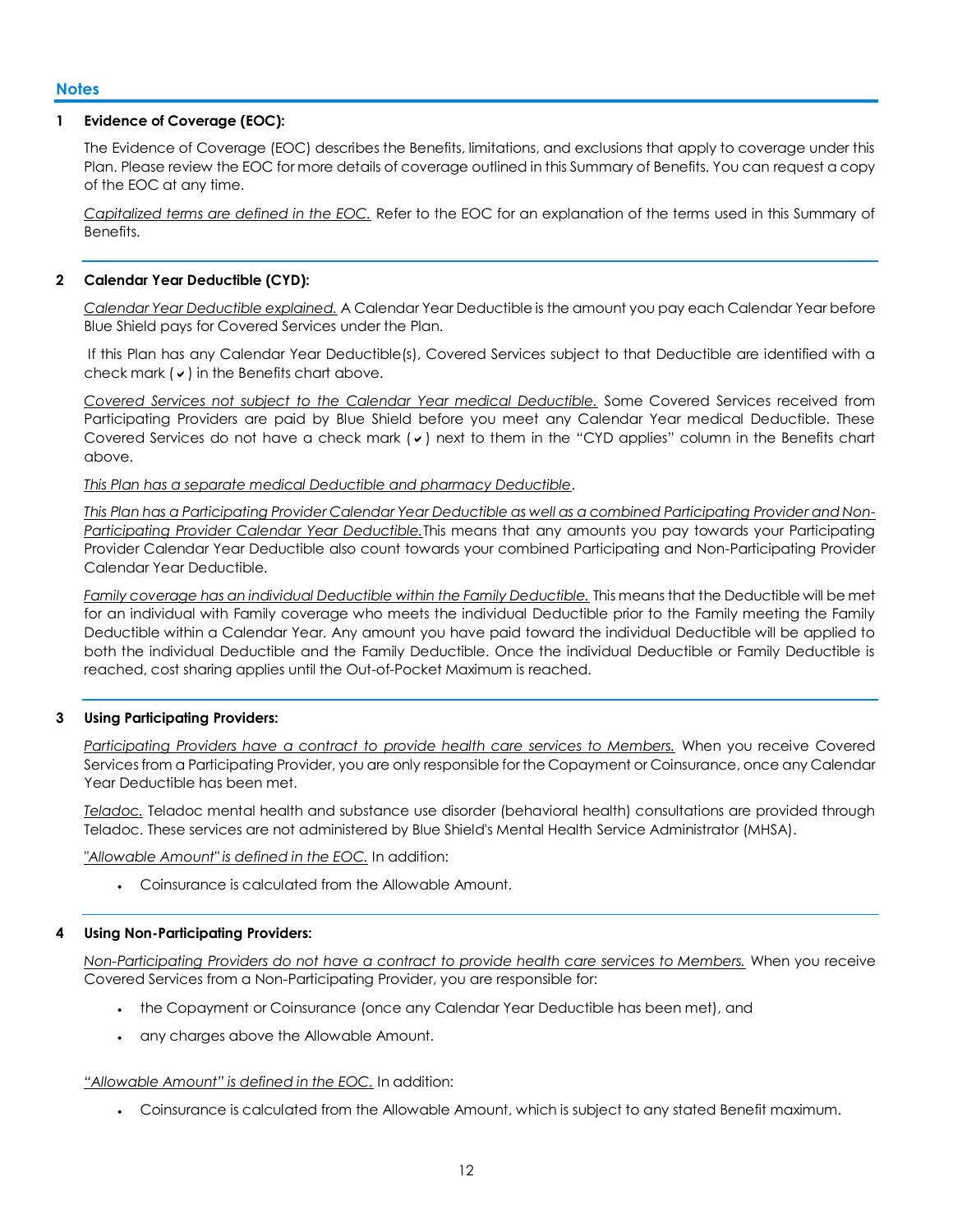## Notes

**1 Evidence of Coverage (EOC):**

The Evidence of Coverage (EOC) describes the Benefits, limitations, and exclusions that apply to coverage under this Plan. Please review the EOC for more details of coverage outlined in this Summary of Benefits. You can request a copy of the EOC at any time.

*Capitalized terms are defined in the EOC.* Refer to the EOC for an explanation of the terms used in this Summary of Benefits.

**2 Calendar Year Deductible (CYD):**

*Calendar Year Deductible explained.* A Calendar Year Deductible is the amount you pay each Calendar Year before Blue Shield pays for Covered Services under the Plan.

If this Plan has any Calendar Year Deductible(s), Covered Services subject to that Deductible are identified with a check mark (✔) in the Benefits chart above.

*Covered Services not subject to the Calendar Year medical Deductible.* Some Covered Services received from Participating Providers are paid by Blue Shield before you meet any Calendar Year medical Deductible. These Covered Services do not have a check mark (✔) next to them in the "CYD applies" column in the Benefits chart above.

*This Plan has a separate medical Deductible and pharmacy Deductible*.

*This Plan has a Participating Provider Calendar Year Deductible as well as a combined Participating Provider and Non-Participating Provider Calendar Year Deductible.* This means that any amounts you pay towards your Participating Provider Calendar Year Deductible also count towards your combined Participating and Non-Participating Provider Calendar Year Deductible.

*Family coverage has an individual Deductible within the Family Deductible.* This means that the Deductible will be met for an individual with Family coverage who meets the individual Deductible prior to the Family meeting the Family Deductible within a Calendar Year. Any amount you have paid toward the individual Deductible will be applied to both the individual Deductible and the Family Deductible. Once the individual Deductible or Family Deductible is reached, cost sharing applies until the Out-of-Pocket Maximum is reached.

**3 Using Participating Providers:**

*Participating Providers have a contract to provide health care services to Members.* When you receive Covered Services from a Participating Provider, you are only responsible for the Copayment or Coinsurance, once any Calendar Year Deductible has been met.

*Teladoc.* Teladoc mental health and substance use disorder (behavioral health) consultations are provided through Teladoc. These services are not administered by Blue Shield's Mental Health Service Administrator (MHSA).

*"Allowable Amount" is defined in the EOC.* In addition:

- Coinsurance is calculated from the Allowable Amount.

**4 Using Non-Participating Providers:**

*Non-Participating Providers do not have a contract to provide health care services to Members.* When you receive Covered Services from a Non-Participating Provider, you are responsible for:

- the Copayment or Coinsurance (once any Calendar Year Deductible has been met), and
- any charges above the Allowable Amount.

*"Allowable Amount" is defined in the EOC.* In addition:

- Coinsurance is calculated from the Allowable Amount, which is subject to any stated Benefit maximum.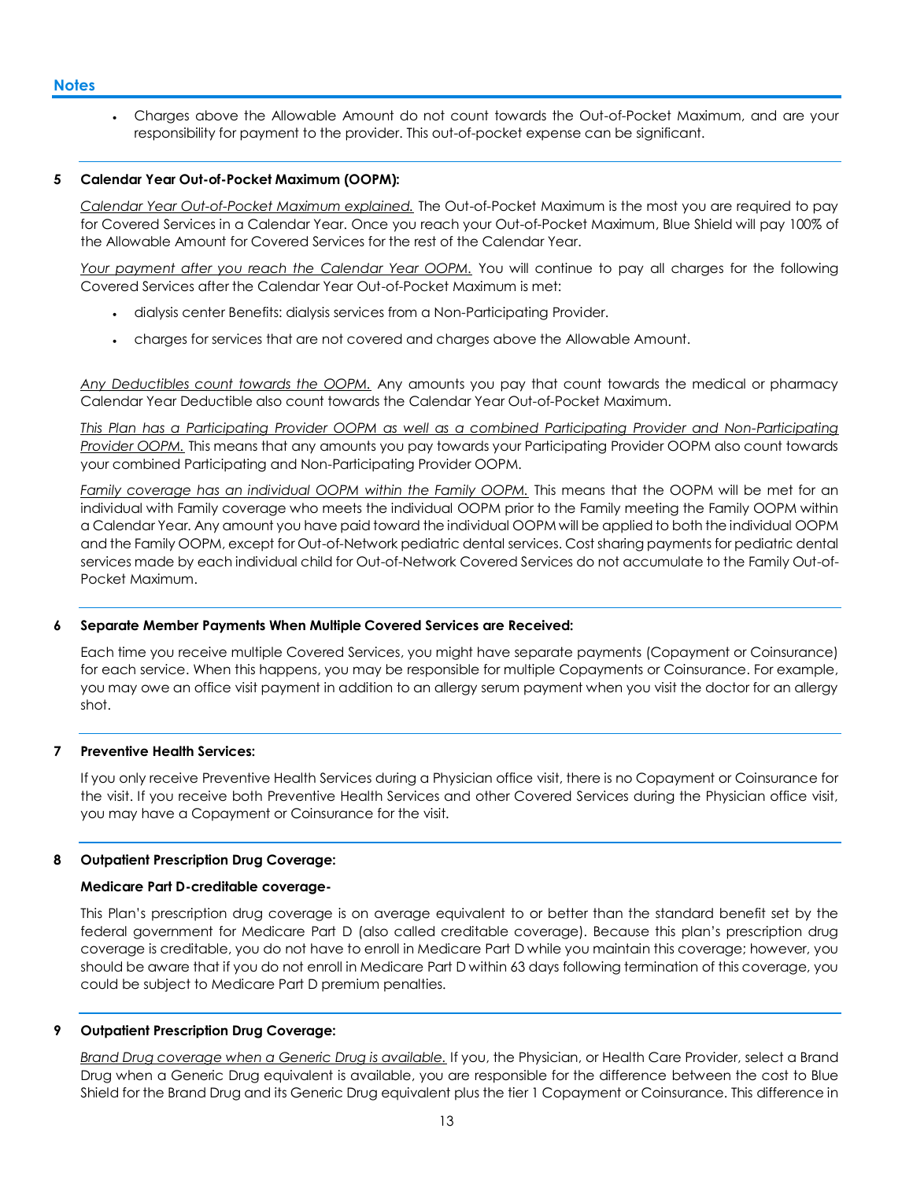## Notes

- Charges above the Allowable Amount do not count towards the Out-of-Pocket Maximum, and are your responsibility for payment to the provider. This out-of-pocket expense can be significant.

**5 Calendar Year Out-of-Pocket Maximum (OOPM):**

Calendar Year Out-of-Pocket Maximum explained. The Out-of-Pocket Maximum is the most you are required to pay for Covered Services in a Calendar Year. Once you reach your Out-of-Pocket Maximum, Blue Shield will pay 100% of the Allowable Amount for Covered Services for the rest of the Calendar Year.

Your payment after you reach the Calendar Year OOPM. You will continue to pay all charges for the following Covered Services after the Calendar Year Out-of-Pocket Maximum is met:

- dialysis center Benefits: dialysis services from a Non-Participating Provider.
- charges for services that are not covered and charges above the Allowable Amount.

Any Deductibles count towards the OOPM. Any amounts you pay that count towards the medical or pharmacy Calendar Year Deductible also count towards the Calendar Year Out-of-Pocket Maximum.

This Plan has a Participating Provider OOPM as well as a combined Participating Provider and Non-Participating Provider OOPM. This means that any amounts you pay towards your Participating Provider OOPM also count towards your combined Participating and Non-Participating Provider OOPM.

Family coverage has an individual OOPM within the Family OOPM. This means that the OOPM will be met for an individual with Family coverage who meets the individual OOPM prior to the Family meeting the Family OOPM within a Calendar Year. Any amount you have paid toward the individual OOPM will be applied to both the individual OOPM and the Family OOPM, except for Out-of-Network pediatric dental services. Cost sharing payments for pediatric dental services made by each individual child for Out-of-Network Covered Services do not accumulate to the Family Out-of-Pocket Maximum.

**6 Separate Member Payments When Multiple Covered Services are Received:**

Each time you receive multiple Covered Services, you might have separate payments (Copayment or Coinsurance) for each service. When this happens, you may be responsible for multiple Copayments or Coinsurance. For example, you may owe an office visit payment in addition to an allergy serum payment when you visit the doctor for an allergy shot.

**7 Preventive Health Services:**

If you only receive Preventive Health Services during a Physician office visit, there is no Copayment or Coinsurance for the visit. If you receive both Preventive Health Services and other Covered Services during the Physician office visit, you may have a Copayment or Coinsurance for the visit.

**8 Outpatient Prescription Drug Coverage:**

**Medicare Part D-creditable coverage-**

This Plan's prescription drug coverage is on average equivalent to or better than the standard benefit set by the federal government for Medicare Part D (also called creditable coverage). Because this plan's prescription drug coverage is creditable, you do not have to enroll in Medicare Part D while you maintain this coverage; however, you should be aware that if you do not enroll in Medicare Part D within 63 days following termination of this coverage, you could be subject to Medicare Part D premium penalties.

**9 Outpatient Prescription Drug Coverage:**

Brand Drug coverage when a Generic Drug is available. If you, the Physician, or Health Care Provider, select a Brand Drug when a Generic Drug equivalent is available, you are responsible for the difference between the cost to Blue Shield for the Brand Drug and its Generic Drug equivalent plus the tier 1 Copayment or Coinsurance. This difference in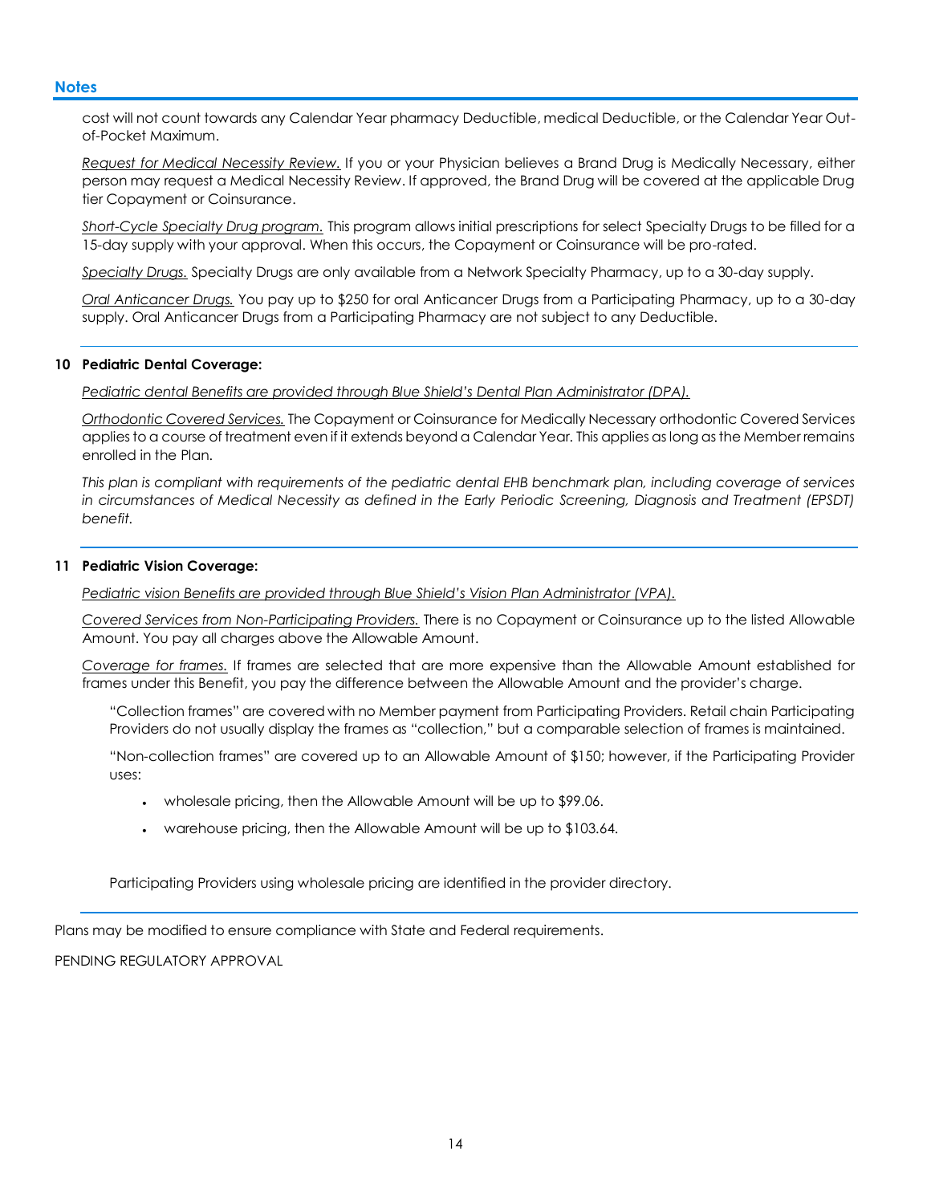## Notes

cost will not count towards any Calendar Year pharmacy Deductible, medical Deductible, or the Calendar Year Out-of-Pocket Maximum.

Request for Medical Necessity Review. If you or your Physician believes a Brand Drug is Medically Necessary, either person may request a Medical Necessity Review. If approved, the Brand Drug will be covered at the applicable Drug tier Copayment or Coinsurance.

Short-Cycle Specialty Drug program. This program allows initial prescriptions for select Specialty Drugs to be filled for a 15-day supply with your approval. When this occurs, the Copayment or Coinsurance will be pro-rated.

Specialty Drugs. Specialty Drugs are only available from a Network Specialty Pharmacy, up to a 30-day supply.

Oral Anticancer Drugs. You pay up to $250 for oral Anticancer Drugs from a Participating Pharmacy, up to a 30-day supply. Oral Anticancer Drugs from a Participating Pharmacy are not subject to any Deductible.

**10 Pediatric Dental Coverage:**

Pediatric dental Benefits are provided through Blue Shield's Dental Plan Administrator (DPA).

Orthodontic Covered Services. The Copayment or Coinsurance for Medically Necessary orthodontic Covered Services applies to a course of treatment even if it extends beyond a Calendar Year. This applies as long as the Member remains enrolled in the Plan.

*This plan is compliant with requirements of the pediatric dental EHB benchmark plan, including coverage of services in circumstances of Medical Necessity as defined in the Early Periodic Screening, Diagnosis and Treatment (EPSDT) benefit.*

**11 Pediatric Vision Coverage:**

Pediatric vision Benefits are provided through Blue Shield's Vision Plan Administrator (VPA).

Covered Services from Non-Participating Providers. There is no Copayment or Coinsurance up to the listed Allowable Amount. You pay all charges above the Allowable Amount.

Coverage for frames. If frames are selected that are more expensive than the Allowable Amount established for frames under this Benefit, you pay the difference between the Allowable Amount and the provider's charge.

"Collection frames" are covered with no Member payment from Participating Providers. Retail chain Participating Providers do not usually display the frames as "collection," but a comparable selection of frames is maintained.

"Non-collection frames" are covered up to an Allowable Amount of $150; however, if the Participating Provider uses:

- wholesale pricing, then the Allowable Amount will be up to $99.06.
- warehouse pricing, then the Allowable Amount will be up to $103.64.

Participating Providers using wholesale pricing are identified in the provider directory.

Plans may be modified to ensure compliance with State and Federal requirements.

PENDING REGULATORY APPROVAL